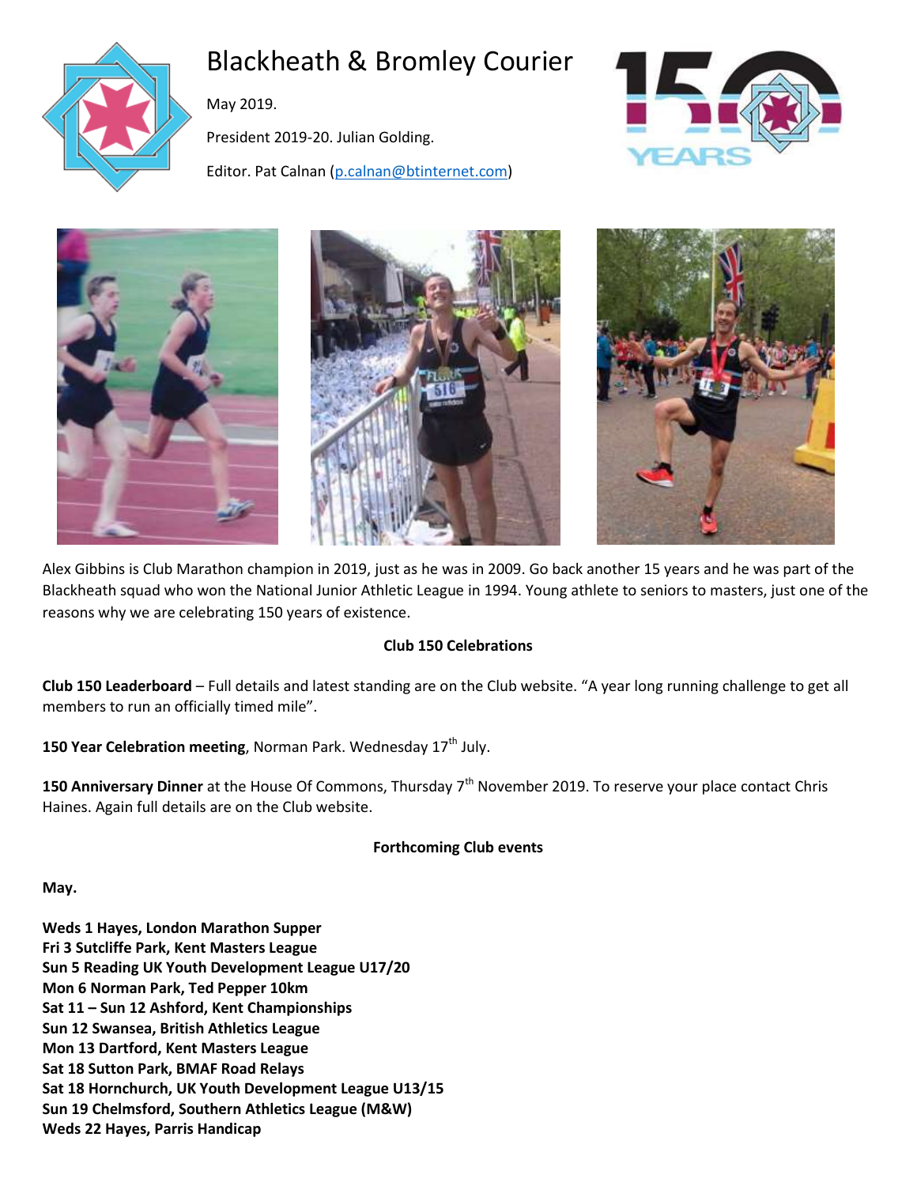# Blackheath & Bromley Courier

May 2019.

President 2019-20. Julian Golding.

Editor. Pat Calnan (p.calnan@btinternet.com)

Alex Gibbins is Club Marathon champion in 2019, just as he was in 2009. Go back another 15 years and he was part of the Blackheath squad who won the National Junior Athletic League in 1994. Young athlete to seniors to masters, just one of the reasons why we are celebrating 150 years of existence.

**Club 150 Celebrations**

**Club 150 Leaderboard** – Full details and latest standing are on the Club website. "A year long running challenge to get all members to run an officially timed mile".

**150 Year Celebration meeting**, Norman Park. Wednesday 17th July.

**150 Anniversary Dinner** at the House Of Commons, Thursday 7th November 2019. To reserve your place contact Chris Haines. Again full details are on the Club website.

**Forthcoming Club events**

**May.**

**Weds 1 Hayes, London Marathon Supper**
**Fri 3 Sutcliffe Park, Kent Masters League**
**Sun 5 Reading UK Youth Development League U17/20**
**Mon 6 Norman Park, Ted Pepper 10km**
**Sat 11 – Sun 12 Ashford, Kent Championships**
**Sun 12 Swansea, British Athletics League**
**Mon 13 Dartford, Kent Masters League**
**Sat 18 Sutton Park, BMAF Road Relays**
**Sat 18 Hornchurch, UK Youth Development League U13/15**
**Sun 19 Chelmsford, Southern Athletics League (M&W)**
**Weds 22 Hayes, Parris Handicap**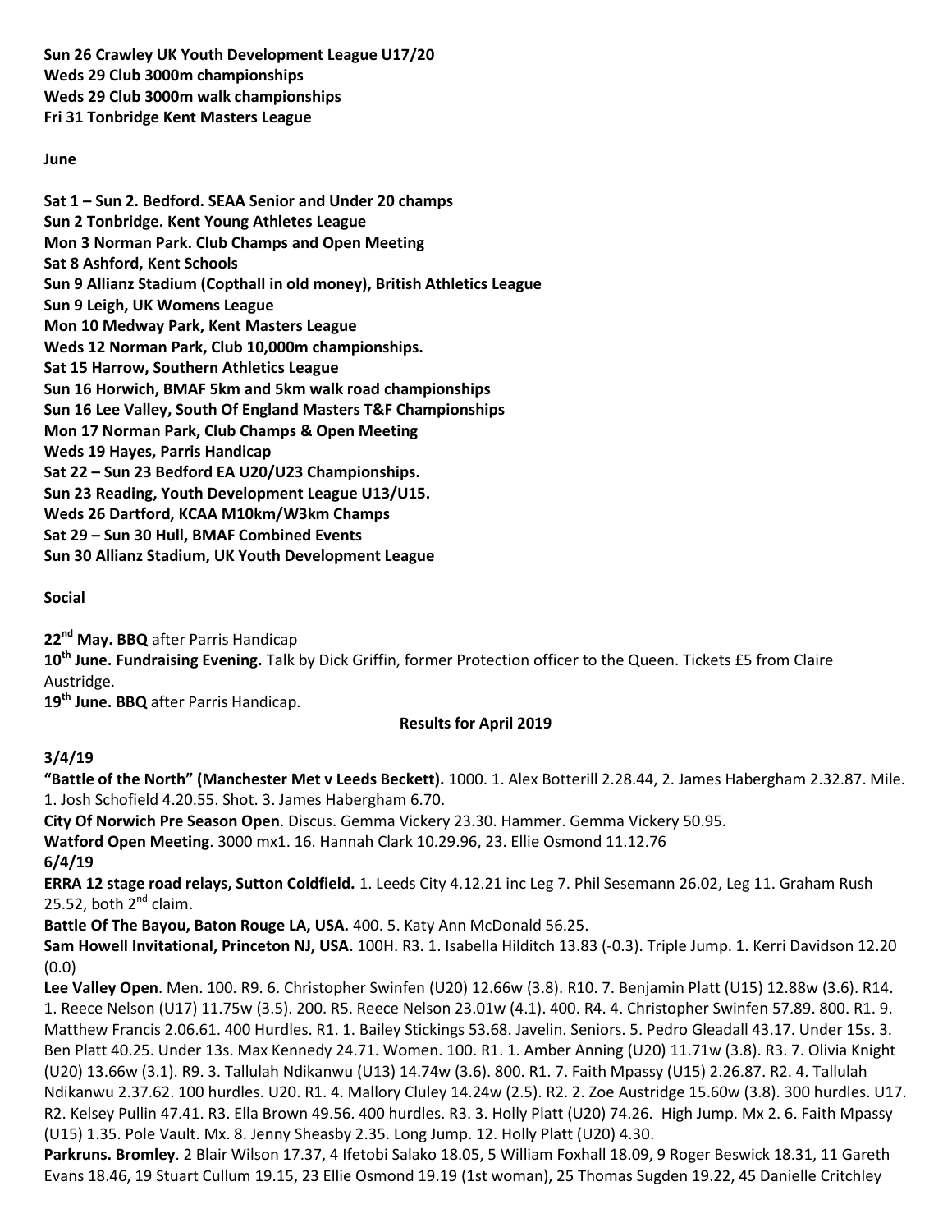**Sun 26 Crawley UK Youth Development League U17/20**
**Weds 29 Club 3000m championships**
**Weds 29 Club 3000m walk championships**
**Fri 31 Tonbridge Kent Masters League**

**June**

**Sat 1 – Sun 2. Bedford. SEAA Senior and Under 20 champs**
**Sun 2 Tonbridge. Kent Young Athletes League**
**Mon 3 Norman Park. Club Champs and Open Meeting**
**Sat 8 Ashford, Kent Schools**
**Sun 9 Allianz Stadium (Copthall in old money), British Athletics League**
**Sun 9 Leigh, UK Womens League**
**Mon 10 Medway Park, Kent Masters League**
**Weds 12 Norman Park, Club 10,000m championships.**
**Sat 15 Harrow, Southern Athletics League**
**Sun 16 Horwich, BMAF 5km and 5km walk road championships**
**Sun 16 Lee Valley, South Of England Masters T&F Championships**
**Mon 17 Norman Park, Club Champs & Open Meeting**
**Weds 19 Hayes, Parris Handicap**
**Sat 22 – Sun 23 Bedford EA U20/U23 Championships.**
**Sun 23 Reading, Youth Development League U13/U15.**
**Weds 26 Dartford, KCAA M10km/W3km Champs**
**Sat 29 – Sun 30 Hull, BMAF Combined Events**
**Sun 30 Allianz Stadium, UK Youth Development League**

**Social**

**22nd May. BBQ** after Parris Handicap
**10th June. Fundraising Evening.** Talk by Dick Griffin, former Protection officer to the Queen. Tickets £5 from Claire Austridge.
**19th June. BBQ** after Parris Handicap.

**Results for April 2019**

**3/4/19**

**"Battle of the North" (Manchester Met v Leeds Beckett).** 1000. 1. Alex Botterill 2.28.44, 2. James Habergham 2.32.87. Mile. 1. Josh Schofield 4.20.55. Shot. 3. James Habergham 6.70.

**City Of Norwich Pre Season Open**. Discus. Gemma Vickery 23.30. Hammer. Gemma Vickery 50.95.

**Watford Open Meeting**. 3000 mx1. 16. Hannah Clark 10.29.96, 23. Ellie Osmond 11.12.76

**6/4/19**

**ERRA 12 stage road relays, Sutton Coldfield.** 1. Leeds City 4.12.21 inc Leg 7. Phil Sesemann 26.02, Leg 11. Graham Rush 25.52, both 2nd claim.

**Battle Of The Bayou, Baton Rouge LA, USA.** 400. 5. Katy Ann McDonald 56.25.

**Sam Howell Invitational, Princeton NJ, USA**. 100H. R3. 1. Isabella Hilditch 13.83 (-0.3). Triple Jump. 1. Kerri Davidson 12.20 (0.0)

**Lee Valley Open**. Men. 100. R9. 6. Christopher Swinfen (U20) 12.66w (3.8). R10. 7. Benjamin Platt (U15) 12.88w (3.6). R14. 1. Reece Nelson (U17) 11.75w (3.5). 200. R5. Reece Nelson 23.01w (4.1). 400. R4. 4. Christopher Swinfen 57.89. 800. R1. 9. Matthew Francis 2.06.61. 400 Hurdles. R1. 1. Bailey Stickings 53.68. Javelin. Seniors. 5. Pedro Gleadall 43.17. Under 15s. 3. Ben Platt 40.25. Under 13s. Max Kennedy 24.71. Women. 100. R1. 1. Amber Anning (U20) 11.71w (3.8). R3. 7. Olivia Knight (U20) 13.66w (3.1). R9. 3. Tallulah Ndikanwu (U13) 14.74w (3.6). 800. R1. 7. Faith Mpassy (U15) 2.26.87. R2. 4. Tallulah Ndikanwu 2.37.62. 100 hurdles. U20. R1. 4. Mallory Cluley 14.24w (2.5). R2. 2. Zoe Austridge 15.60w (3.8). 300 hurdles. U17. R2. Kelsey Pullin 47.41. R3. Ella Brown 49.56. 400 hurdles. R3. 3. Holly Platt (U20) 74.26. High Jump. Mx 2. 6. Faith Mpassy (U15) 1.35. Pole Vault. Mx. 8. Jenny Sheasby 2.35. Long Jump. 12. Holly Platt (U20) 4.30.

**Parkruns. Bromley**. 2 Blair Wilson 17.37, 4 Ifetobi Salako 18.05, 5 William Foxhall 18.09, 9 Roger Beswick 18.31, 11 Gareth Evans 18.46, 19 Stuart Cullum 19.15, 23 Ellie Osmond 19.19 (1st woman), 25 Thomas Sugden 19.22, 45 Danielle Critchley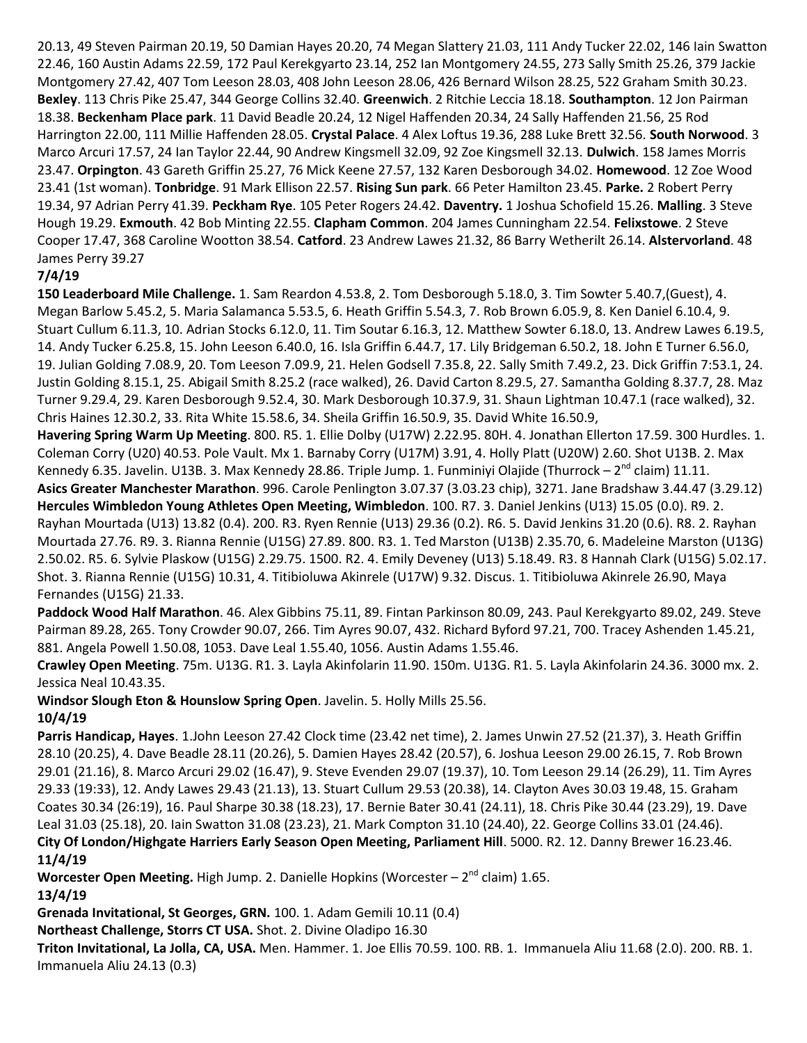20.13, 49 Steven Pairman 20.19, 50 Damian Hayes 20.20, 74 Megan Slattery 21.03, 111 Andy Tucker 22.02, 146 Iain Swatton 22.46, 160 Austin Adams 22.59, 172 Paul Kerekgyarto 23.14, 252 Ian Montgomery 24.55, 273 Sally Smith 25.26, 379 Jackie Montgomery 27.42, 407 Tom Leeson 28.03, 408 John Leeson 28.06, 426 Bernard Wilson 28.25, 522 Graham Smith 30.23. **Bexley**. 113 Chris Pike 25.47, 344 George Collins 32.40. **Greenwich**. 2 Ritchie Leccia 18.18. **Southampton**. 12 Jon Pairman 18.38. **Beckenham Place park**. 11 David Beadle 20.24, 12 Nigel Haffenden 20.34, 24 Sally Haffenden 21.56, 25 Rod Harrington 22.00, 111 Millie Haffenden 28.05. **Crystal Palace**. 4 Alex Loftus 19.36, 288 Luke Brett 32.56. **South Norwood**. 3 Marco Arcuri 17.57, 24 Ian Taylor 22.44, 90 Andrew Kingsmell 32.09, 92 Zoe Kingsmell 32.13. **Dulwich**. 158 James Morris 23.47. **Orpington**. 43 Gareth Griffin 25.27, 76 Mick Keene 27.57, 132 Karen Desborough 34.02. **Homewood**. 12 Zoe Wood 23.41 (1st woman). **Tonbridge**. 91 Mark Ellison 22.57. **Rising Sun park**. 66 Peter Hamilton 23.45. **Parke.** 2 Robert Perry 19.34, 97 Adrian Perry 41.39. **Peckham Rye**. 105 Peter Rogers 24.42. **Daventry.** 1 Joshua Schofield 15.26. **Malling**. 3 Steve Hough 19.29. **Exmouth**. 42 Bob Minting 22.55. **Clapham Common**. 204 James Cunningham 22.54. **Felixstowe**. 2 Steve Cooper 17.47, 368 Caroline Wootton 38.54. **Catford**. 23 Andrew Lawes 21.32, 86 Barry Wetherilt 26.14. **Alstervorland**. 48 James Perry 39.27

**7/4/19**

**150 Leaderboard Mile Challenge.** 1. Sam Reardon 4.53.8, 2. Tom Desborough 5.18.0, 3. Tim Sowter 5.40.7,(Guest), 4. Megan Barlow 5.45.2, 5. Maria Salamanca 5.53.5, 6. Heath Griffin 5.54.3, 7. Rob Brown 6.05.9, 8. Ken Daniel 6.10.4, 9. Stuart Cullum 6.11.3, 10. Adrian Stocks 6.12.0, 11. Tim Soutar 6.16.3, 12. Matthew Sowter 6.18.0, 13. Andrew Lawes 6.19.5, 14. Andy Tucker 6.25.8, 15. John Leeson 6.40.0, 16. Isla Griffin 6.44.7, 17. Lily Bridgeman 6.50.2, 18. John E Turner 6.56.0, 19. Julian Golding 7.08.9, 20. Tom Leeson 7.09.9, 21. Helen Godsell 7.35.8, 22. Sally Smith 7.49.2, 23. Dick Griffin 7:53.1, 24. Justin Golding 8.15.1, 25. Abigail Smith 8.25.2 (race walked), 26. David Carton 8.29.5, 27. Samantha Golding 8.37.7, 28. Maz Turner 9.29.4, 29. Karen Desborough 9.52.4, 30. Mark Desborough 10.37.9, 31. Shaun Lightman 10.47.1 (race walked), 32. Chris Haines 12.30.2, 33. Rita White 15.58.6, 34. Sheila Griffin 16.50.9, 35. David White 16.50.9,

**Havering Spring Warm Up Meeting**. 800. R5. 1. Ellie Dolby (U17W) 2.22.95. 80H. 4. Jonathan Ellerton 17.59. 300 Hurdles. 1. Coleman Corry (U20) 40.53. Pole Vault. Mx 1. Barnaby Corry (U17M) 3.91, 4. Holly Platt (U20W) 2.60. Shot U13B. 2. Max Kennedy 6.35. Javelin. U13B. 3. Max Kennedy 28.86. Triple Jump. 1. Funminiyi Olajide (Thurrock – 2nd claim) 11.11.

**Asics Greater Manchester Marathon**. 996. Carole Penlington 3.07.37 (3.03.23 chip), 3271. Jane Bradshaw 3.44.47 (3.29.12)

**Hercules Wimbledon Young Athletes Open Meeting, Wimbledon**. 100. R7. 3. Daniel Jenkins (U13) 15.05 (0.0). R9. 2. Rayhan Mourtada (U13) 13.82 (0.4). 200. R3. Ryen Rennie (U13) 29.36 (0.2). R6. 5. David Jenkins 31.20 (0.6). R8. 2. Rayhan Mourtada 27.76. R9. 3. Rianna Rennie (U15G) 27.89. 800. R3. 1. Ted Marston (U13B) 2.35.70, 6. Madeleine Marston (U13G) 2.50.02. R5. 6. Sylvie Plaskow (U15G) 2.29.75. 1500. R2. 4. Emily Deveney (U13) 5.18.49. R3. 8 Hannah Clark (U15G) 5.02.17. Shot. 3. Rianna Rennie (U15G) 10.31, 4. Titibioluwa Akinrele (U17W) 9.32. Discus. 1. Titibioluwa Akinrele 26.90, Maya Fernandes (U15G) 21.33.

**Paddock Wood Half Marathon**. 46. Alex Gibbins 75.11, 89. Fintan Parkinson 80.09, 243. Paul Kerekgyarto 89.02, 249. Steve Pairman 89.28, 265. Tony Crowder 90.07, 266. Tim Ayres 90.07, 432. Richard Byford 97.21, 700. Tracey Ashenden 1.45.21, 881. Angela Powell 1.50.08, 1053. Dave Leal 1.55.40, 1056. Austin Adams 1.55.46.

**Crawley Open Meeting**. 75m. U13G. R1. 3. Layla Akinfolarin 11.90. 150m. U13G. R1. 5. Layla Akinfolarin 24.36. 3000 mx. 2. Jessica Neal 10.43.35.

**Windsor Slough Eton & Hounslow Spring Open**. Javelin. 5. Holly Mills 25.56.

**10/4/19**

**Parris Handicap, Hayes**. 1.John Leeson 27.42 Clock time (23.42 net time), 2. James Unwin 27.52 (21.37), 3. Heath Griffin 28.10 (20.25), 4. Dave Beadle 28.11 (20.26), 5. Damien Hayes 28.42 (20.57), 6. Joshua Leeson 29.00 26.15, 7. Rob Brown 29.01 (21.16), 8. Marco Arcuri 29.02 (16.47), 9. Steve Evenden 29.07 (19.37), 10. Tom Leeson 29.14 (26.29), 11. Tim Ayres 29.33 (19:33), 12. Andy Lawes 29.43 (21.13), 13. Stuart Cullum 29.53 (20.38), 14. Clayton Aves 30.03 19.48, 15. Graham Coates 30.34 (26:19), 16. Paul Sharpe 30.38 (18.23), 17. Bernie Bater 30.41 (24.11), 18. Chris Pike 30.44 (23.29), 19. Dave Leal 31.03 (25.18), 20. Iain Swatton 31.08 (23.23), 21. Mark Compton 31.10 (24.40), 22. George Collins 33.01 (24.46).

**City Of London/Highgate Harriers Early Season Open Meeting, Parliament Hill**. 5000. R2. 12. Danny Brewer 16.23.46.

**11/4/19**

**Worcester Open Meeting.** High Jump. 2. Danielle Hopkins (Worcester – 2nd claim) 1.65.

**13/4/19**

**Grenada Invitational, St Georges, GRN.** 100. 1. Adam Gemili 10.11 (0.4)

**Northeast Challenge, Storrs CT USA.** Shot. 2. Divine Oladipo 16.30

**Triton Invitational, La Jolla, CA, USA.** Men. Hammer. 1. Joe Ellis 70.59. 100. RB. 1. Immanuela Aliu 11.68 (2.0). 200. RB. 1. Immanuela Aliu 24.13 (0.3)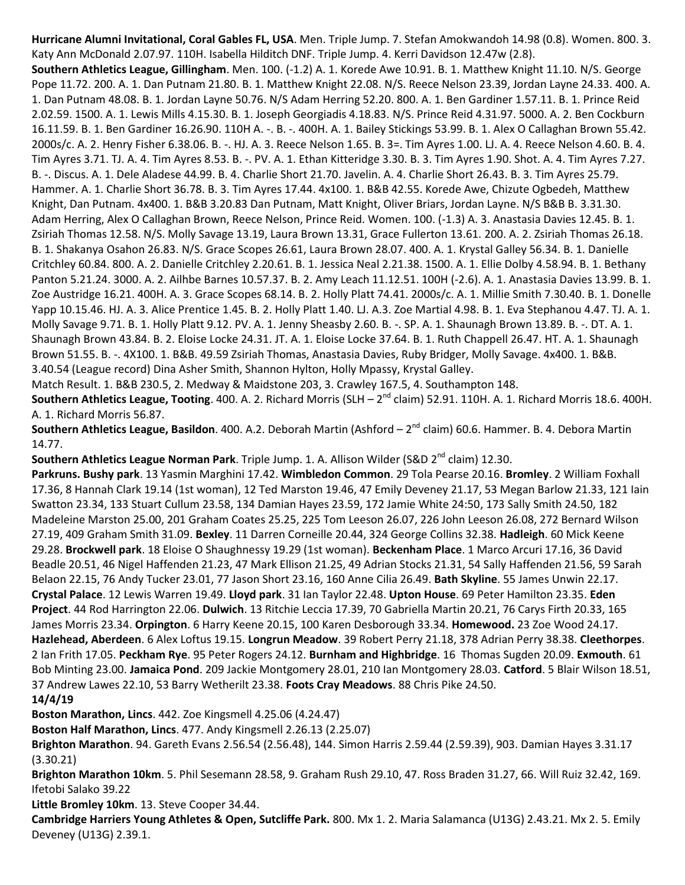**Hurricane Alumni Invitational, Coral Gables FL, USA**. Men. Triple Jump. 7. Stefan Amokwandoh 14.98 (0.8). Women. 800. 3. Katy Ann McDonald 2.07.97. 110H. Isabella Hilditch DNF. Triple Jump. 4. Kerri Davidson 12.47w (2.8).

**Southern Athletics League, Gillingham**. Men. 100. (-1.2) A. 1. Korede Awe 10.91. B. 1. Matthew Knight 11.10. N/S. George Pope 11.72. 200. A. 1. Dan Putnam 21.80. B. 1. Matthew Knight 22.08. N/S. Reece Nelson 23.39, Jordan Layne 24.33. 400. A. 1. Dan Putnam 48.08. B. 1. Jordan Layne 50.76. N/S Adam Herring 52.20. 800. A. 1. Ben Gardiner 1.57.11. B. 1. Prince Reid 2.02.59. 1500. A. 1. Lewis Mills 4.15.30. B. 1. Joseph Georgiadis 4.18.83. N/S. Prince Reid 4.31.97. 5000. A. 2. Ben Cockburn 16.11.59. B. 1. Ben Gardiner 16.26.90. 110H A. -. B. -. 400H. A. 1. Bailey Stickings 53.99. B. 1. Alex O Callaghan Brown 55.42. 2000s/c. A. 2. Henry Fisher 6.38.06. B. -. HJ. A. 3. Reece Nelson 1.65. B. 3=. Tim Ayres 1.00. LJ. A. 4. Reece Nelson 4.60. B. 4. Tim Ayres 3.71. TJ. A. 4. Tim Ayres 8.53. B. -. PV. A. 1. Ethan Kitteridge 3.30. B. 3. Tim Ayres 1.90. Shot. A. 4. Tim Ayres 7.27. B. -. Discus. A. 1. Dele Aladese 44.99. B. 4. Charlie Short 21.70. Javelin. A. 4. Charlie Short 26.43. B. 3. Tim Ayres 25.79. Hammer. A. 1. Charlie Short 36.78. B. 3. Tim Ayres 17.44. 4x100. 1. B&B 42.55. Korede Awe, Chizute Ogbedeh, Matthew Knight, Dan Putnam. 4x400. 1. B&B 3.20.83 Dan Putnam, Matt Knight, Oliver Briars, Jordan Layne. N/S B&B B. 3.31.30. Adam Herring, Alex O Callaghan Brown, Reece Nelson, Prince Reid. Women. 100. (-1.3) A. 3. Anastasia Davies 12.45. B. 1. Zsiriah Thomas 12.58. N/S. Molly Savage 13.19, Laura Brown 13.31, Grace Fullerton 13.61. 200. A. 2. Zsiriah Thomas 26.18. B. 1. Shakanya Osahon 26.83. N/S. Grace Scopes 26.61, Laura Brown 28.07. 400. A. 1. Krystal Galley 56.34. B. 1. Danielle Critchley 60.84. 800. A. 2. Danielle Critchley 2.20.61. B. 1. Jessica Neal 2.21.38. 1500. A. 1. Ellie Dolby 4.58.94. B. 1. Bethany Panton 5.21.24. 3000. A. 2. Ailhbe Barnes 10.57.37. B. 2. Amy Leach 11.12.51. 100H (-2.6). A. 1. Anastasia Davies 13.99. B. 1. Zoe Austridge 16.21. 400H. A. 3. Grace Scopes 68.14. B. 2. Holly Platt 74.41. 2000s/c. A. 1. Millie Smith 7.30.40. B. 1. Donelle Yapp 10.15.46. HJ. A. 3. Alice Prentice 1.45. B. 2. Holly Platt 1.40. LJ. A.3. Zoe Martial 4.98. B. 1. Eva Stephanou 4.47. TJ. A. 1. Molly Savage 9.71. B. 1. Holly Platt 9.12. PV. A. 1. Jenny Sheasby 2.60. B. -. SP. A. 1. Shaunagh Brown 13.89. B. -. DT. A. 1. Shaunagh Brown 43.84. B. 2. Eloise Locke 24.31. JT. A. 1. Eloise Locke 37.64. B. 1. Ruth Chappell 26.47. HT. A. 1. Shaunagh Brown 51.55. B. -. 4X100. 1. B&B. 49.59 Zsiriah Thomas, Anastasia Davies, Ruby Bridger, Molly Savage. 4x400. 1. B&B. 3.40.54 (League record) Dina Asher Smith, Shannon Hylton, Holly Mpassy, Krystal Galley.

Match Result. 1. B&B 230.5, 2. Medway & Maidstone 203, 3. Crawley 167.5, 4. Southampton 148.

**Southern Athletics League, Tooting**. 400. A. 2. Richard Morris (SLH – 2nd claim) 52.91. 110H. A. 1. Richard Morris 18.6. 400H. A. 1. Richard Morris 56.87.

**Southern Athletics League, Basildon**. 400. A.2. Deborah Martin (Ashford – 2nd claim) 60.6. Hammer. B. 4. Debora Martin 14.77.

**Southern Athletics League Norman Park**. Triple Jump. 1. A. Allison Wilder (S&D 2nd claim) 12.30.

**Parkruns. Bushy park**. 13 Yasmin Marghini 17.42. **Wimbledon Common**. 29 Tola Pearse 20.16. **Bromley**. 2 William Foxhall 17.36, 8 Hannah Clark 19.14 (1st woman), 12 Ted Marston 19.46, 47 Emily Deveney 21.17, 53 Megan Barlow 21.33, 121 Iain Swatton 23.34, 133 Stuart Cullum 23.58, 134 Damian Hayes 23.59, 172 Jamie White 24:50, 173 Sally Smith 24.50, 182 Madeleine Marston 25.00, 201 Graham Coates 25.25, 225 Tom Leeson 26.07, 226 John Leeson 26.08, 272 Bernard Wilson 27.19, 409 Graham Smith 31.09. **Bexley**. 11 Darren Corneille 20.44, 324 George Collins 32.38. **Hadleigh**. 60 Mick Keene 29.28. **Brockwell park**. 18 Eloise O Shaughnessy 19.29 (1st woman). **Beckenham Place**. 1 Marco Arcuri 17.16, 36 David Beadle 20.51, 46 Nigel Haffenden 21.23, 47 Mark Ellison 21.25, 49 Adrian Stocks 21.31, 54 Sally Haffenden 21.56, 59 Sarah Belaon 22.15, 76 Andy Tucker 23.01, 77 Jason Short 23.16, 160 Anne Cilia 26.49. **Bath Skyline**. 55 James Unwin 22.17. **Crystal Palace**. 12 Lewis Warren 19.49. **Lloyd park**. 31 Ian Taylor 22.48. **Upton House**. 69 Peter Hamilton 23.35. **Eden Project**. 44 Rod Harrington 22.06. **Dulwich**. 13 Ritchie Leccia 17.39, 70 Gabriella Martin 20.21, 76 Carys Firth 20.33, 165 James Morris 23.34. **Orpington**. 6 Harry Keene 20.15, 100 Karen Desborough 33.34. **Homewood.** 23 Zoe Wood 24.17. **Hazlehead, Aberdeen**. 6 Alex Loftus 19.15. **Longrun Meadow**. 39 Robert Perry 21.18, 378 Adrian Perry 38.38. **Cleethorpes**. 2 Ian Frith 17.05. **Peckham Rye**. 95 Peter Rogers 24.12. **Burnham and Highbridge**. 16 Thomas Sugden 20.09. **Exmouth**. 61 Bob Minting 23.00. **Jamaica Pond**. 209 Jackie Montgomery 28.01, 210 Ian Montgomery 28.03. **Catford**. 5 Blair Wilson 18.51, 37 Andrew Lawes 22.10, 53 Barry Wetherilt 23.38. **Foots Cray Meadows**. 88 Chris Pike 24.50.

**14/4/19**

**Boston Marathon, Lincs**. 442. Zoe Kingsmell 4.25.06 (4.24.47)

**Boston Half Marathon, Lincs**. 477. Andy Kingsmell 2.26.13 (2.25.07)

**Brighton Marathon**. 94. Gareth Evans 2.56.54 (2.56.48), 144. Simon Harris 2.59.44 (2.59.39), 903. Damian Hayes 3.31.17 (3.30.21)

**Brighton Marathon 10km**. 5. Phil Sesemann 28.58, 9. Graham Rush 29.10, 47. Ross Braden 31.27, 66. Will Ruiz 32.42, 169. Ifetobi Salako 39.22

**Little Bromley 10km**. 13. Steve Cooper 34.44.

**Cambridge Harriers Young Athletes & Open, Sutcliffe Park.** 800. Mx 1. 2. Maria Salamanca (U13G) 2.43.21. Mx 2. 5. Emily Deveney (U13G) 2.39.1.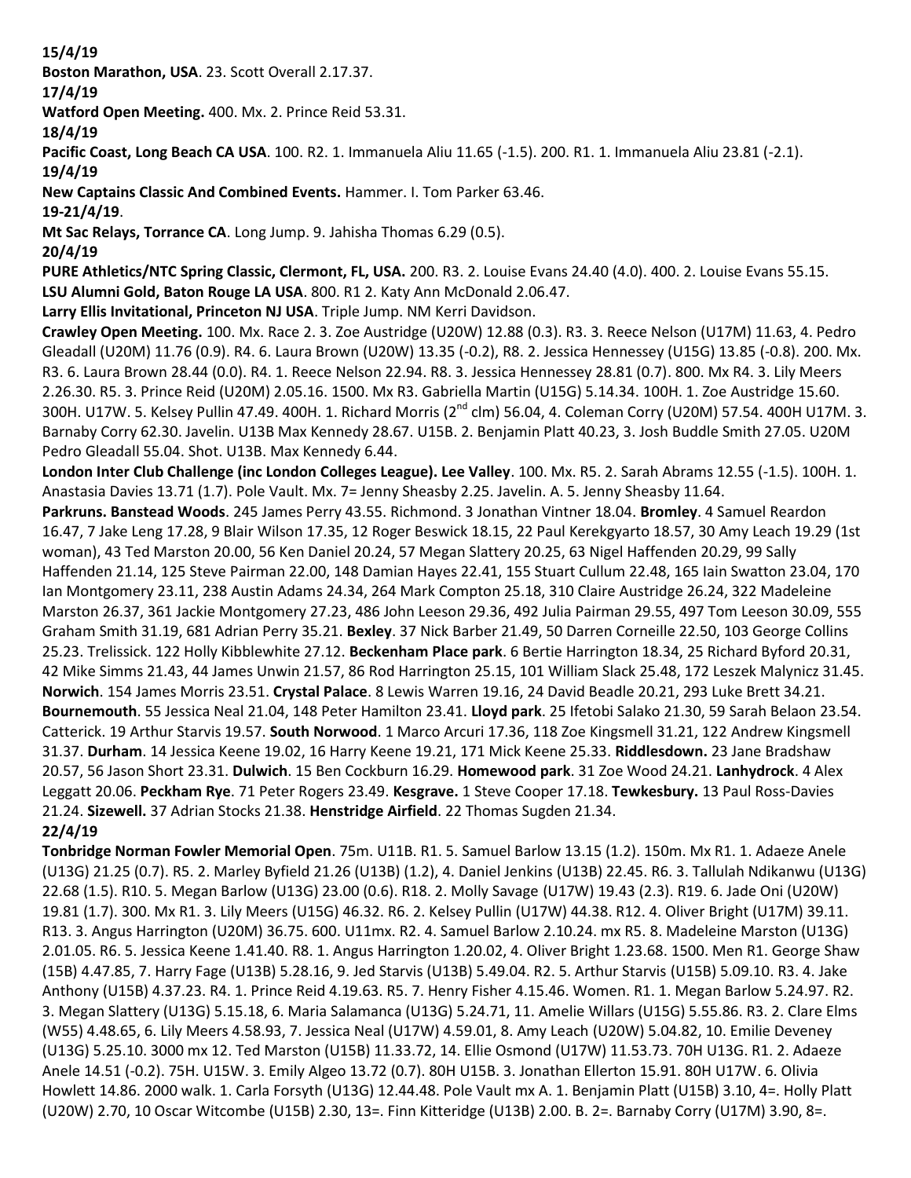**15/4/19**

**Boston Marathon, USA**. 23. Scott Overall 2.17.37.

**17/4/19**

**Watford Open Meeting.** 400. Mx. 2. Prince Reid 53.31.

**18/4/19**

**Pacific Coast, Long Beach CA USA**. 100. R2. 1. Immanuela Aliu 11.65 (-1.5). 200. R1. 1. Immanuela Aliu 23.81 (-2.1).

**19/4/19**

**New Captains Classic And Combined Events.** Hammer. I. Tom Parker 63.46.

**19-21/4/19**.

**Mt Sac Relays, Torrance CA**. Long Jump. 9. Jahisha Thomas 6.29 (0.5).

**20/4/19**

**PURE Athletics/NTC Spring Classic, Clermont, FL, USA.** 200. R3. 2. Louise Evans 24.40 (4.0). 400. 2. Louise Evans 55.15.

**LSU Alumni Gold, Baton Rouge LA USA**. 800. R1 2. Katy Ann McDonald 2.06.47.

**Larry Ellis Invitational, Princeton NJ USA**. Triple Jump. NM Kerri Davidson.

**Crawley Open Meeting.** 100. Mx. Race 2. 3. Zoe Austridge (U20W) 12.88 (0.3). R3. 3. Reece Nelson (U17M) 11.63, 4. Pedro Gleadall (U20M) 11.76 (0.9). R4. 6. Laura Brown (U20W) 13.35 (-0.2), R8. 2. Jessica Hennessey (U15G) 13.85 (-0.8). 200. Mx. R3. 6. Laura Brown 28.44 (0.0). R4. 1. Reece Nelson 22.94. R8. 3. Jessica Hennessey 28.81 (0.7). 800. Mx R4. 3. Lily Meers 2.26.30. R5. 3. Prince Reid (U20M) 2.05.16. 1500. Mx R3. Gabriella Martin (U15G) 5.14.34. 100H. 1. Zoe Austridge 15.60. 300H. U17W. 5. Kelsey Pullin 47.49. 400H. 1. Richard Morris (2nd clm) 56.04, 4. Coleman Corry (U20M) 57.54. 400H U17M. 3. Barnaby Corry 62.30. Javelin. U13B Max Kennedy 28.67. U15B. 2. Benjamin Platt 40.23, 3. Josh Buddle Smith 27.05. U20M Pedro Gleadall 55.04. Shot. U13B. Max Kennedy 6.44.

**London Inter Club Challenge (inc London Colleges League). Lee Valley**. 100. Mx. R5. 2. Sarah Abrams 12.55 (-1.5). 100H. 1. Anastasia Davies 13.71 (1.7). Pole Vault. Mx. 7= Jenny Sheasby 2.25. Javelin. A. 5. Jenny Sheasby 11.64.

**Parkruns. Banstead Woods**. 245 James Perry 43.55. Richmond. 3 Jonathan Vintner 18.04. **Bromley**. 4 Samuel Reardon 16.47, 7 Jake Leng 17.28, 9 Blair Wilson 17.35, 12 Roger Beswick 18.15, 22 Paul Kerekgyarto 18.57, 30 Amy Leach 19.29 (1st woman), 43 Ted Marston 20.00, 56 Ken Daniel 20.24, 57 Megan Slattery 20.25, 63 Nigel Haffenden 20.29, 99 Sally Haffenden 21.14, 125 Steve Pairman 22.00, 148 Damian Hayes 22.41, 155 Stuart Cullum 22.48, 165 Iain Swatton 23.04, 170 Ian Montgomery 23.11, 238 Austin Adams 24.34, 264 Mark Compton 25.18, 310 Claire Austridge 26.24, 322 Madeleine Marston 26.37, 361 Jackie Montgomery 27.23, 486 John Leeson 29.36, 492 Julia Pairman 29.55, 497 Tom Leeson 30.09, 555 Graham Smith 31.19, 681 Adrian Perry 35.21. **Bexley**. 37 Nick Barber 21.49, 50 Darren Corneille 22.50, 103 George Collins 25.23. Trelissick. 122 Holly Kibblewhite 27.12. **Beckenham Place park**. 6 Bertie Harrington 18.34, 25 Richard Byford 20.31, 42 Mike Simms 21.43, 44 James Unwin 21.57, 86 Rod Harrington 25.15, 101 William Slack 25.48, 172 Leszek Malynicz 31.45. **Norwich**. 154 James Morris 23.51. **Crystal Palace**. 8 Lewis Warren 19.16, 24 David Beadle 20.21, 293 Luke Brett 34.21. **Bournemouth**. 55 Jessica Neal 21.04, 148 Peter Hamilton 23.41. **Lloyd park**. 25 Ifetobi Salako 21.30, 59 Sarah Belaon 23.54. Catterick. 19 Arthur Starvis 19.57. **South Norwood**. 1 Marco Arcuri 17.36, 118 Zoe Kingsmell 31.21, 122 Andrew Kingsmell 31.37. **Durham**. 14 Jessica Keene 19.02, 16 Harry Keene 19.21, 171 Mick Keene 25.33. **Riddlesdown.** 23 Jane Bradshaw 20.57, 56 Jason Short 23.31. **Dulwich**. 15 Ben Cockburn 16.29. **Homewood park**. 31 Zoe Wood 24.21. **Lanhydrock**. 4 Alex Leggatt 20.06. **Peckham Rye**. 71 Peter Rogers 23.49. **Kesgrave.** 1 Steve Cooper 17.18. **Tewkesbury.** 13 Paul Ross-Davies 21.24. **Sizewell.** 37 Adrian Stocks 21.38. **Henstridge Airfield**. 22 Thomas Sugden 21.34.

**22/4/19**

**Tonbridge Norman Fowler Memorial Open**. 75m. U11B. R1. 5. Samuel Barlow 13.15 (1.2). 150m. Mx R1. 1. Adaeze Anele (U13G) 21.25 (0.7). R5. 2. Marley Byfield 21.26 (U13B) (1.2), 4. Daniel Jenkins (U13B) 22.45. R6. 3. Tallulah Ndikanwu (U13G) 22.68 (1.5). R10. 5. Megan Barlow (U13G) 23.00 (0.6). R18. 2. Molly Savage (U17W) 19.43 (2.3). R19. 6. Jade Oni (U20W) 19.81 (1.7). 300. Mx R1. 3. Lily Meers (U15G) 46.32. R6. 2. Kelsey Pullin (U17W) 44.38. R12. 4. Oliver Bright (U17M) 39.11. R13. 3. Angus Harrington (U20M) 36.75. 600. U11mx. R2. 4. Samuel Barlow 2.10.24. mx R5. 8. Madeleine Marston (U13G) 2.01.05. R6. 5. Jessica Keene 1.41.40. R8. 1. Angus Harrington 1.20.02, 4. Oliver Bright 1.23.68. 1500. Men R1. George Shaw (15B) 4.47.85, 7. Harry Fage (U13B) 5.28.16, 9. Jed Starvis (U13B) 5.49.04. R2. 5. Arthur Starvis (U15B) 5.09.10. R3. 4. Jake Anthony (U15B) 4.37.23. R4. 1. Prince Reid 4.19.63. R5. 7. Henry Fisher 4.15.46. Women. R1. 1. Megan Barlow 5.24.97. R2. 3. Megan Slattery (U13G) 5.15.18, 6. Maria Salamanca (U13G) 5.24.71, 11. Amelie Willars (U15G) 5.55.86. R3. 2. Clare Elms (W55) 4.48.65, 6. Lily Meers 4.58.93, 7. Jessica Neal (U17W) 4.59.01, 8. Amy Leach (U20W) 5.04.82, 10. Emilie Deveney (U13G) 5.25.10. 3000 mx 12. Ted Marston (U15B) 11.33.72, 14. Ellie Osmond (U17W) 11.53.73. 70H U13G. R1. 2. Adaeze Anele 14.51 (-0.2). 75H. U15W. 3. Emily Algeo 13.72 (0.7). 80H U15B. 3. Jonathan Ellerton 15.91. 80H U17W. 6. Olivia Howlett 14.86. 2000 walk. 1. Carla Forsyth (U13G) 12.44.48. Pole Vault mx A. 1. Benjamin Platt (U15B) 3.10, 4=. Holly Platt (U20W) 2.70, 10 Oscar Witcombe (U15B) 2.30, 13=. Finn Kitteridge (U13B) 2.00. B. 2=. Barnaby Corry (U17M) 3.90, 8=.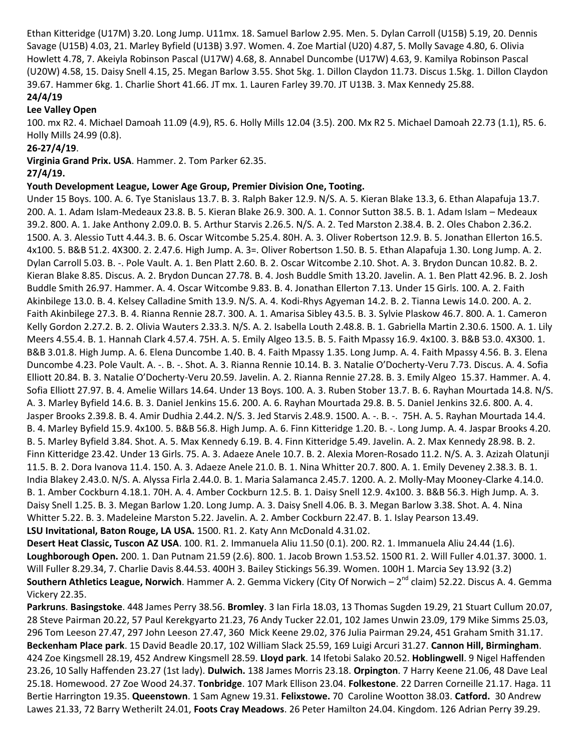Ethan Kitteridge (U17M) 3.20. Long Jump. U11mx. 18. Samuel Barlow 2.95. Men. 5. Dylan Carroll (U15B) 5.19, 20. Dennis Savage (U15B) 4.03, 21. Marley Byfield (U13B) 3.97. Women. 4. Zoe Martial (U20) 4.87, 5. Molly Savage 4.80, 6. Olivia Howlett 4.78, 7. Akeiyla Robinson Pascal (U17W) 4.68, 8. Annabel Duncombe (U17W) 4.63, 9. Kamilya Robinson Pascal (U20W) 4.58, 15. Daisy Snell 4.15, 25. Megan Barlow 3.55. Shot 5kg. 1. Dillon Claydon 11.73. Discus 1.5kg. 1. Dillon Claydon 39.67. Hammer 6kg. 1. Charlie Short 41.66. JT mx. 1. Lauren Farley 39.70. JT U13B. 3. Max Kennedy 25.88.

**24/4/19**

**Lee Valley Open**

100. mx R2. 4. Michael Damoah 11.09 (4.9), R5. 6. Holly Mills 12.04 (3.5). 200. Mx R2 5. Michael Damoah 22.73 (1.1), R5. 6. Holly Mills 24.99 (0.8).

**26-27/4/19**.

**Virginia Grand Prix. USA**. Hammer. 2. Tom Parker 62.35.

**27/4/19.**

**Youth Development League, Lower Age Group, Premier Division One, Tooting.**

Under 15 Boys. 100. A. 6. Tye Stanislaus 13.7. B. 3. Ralph Baker 12.9. N/S. A. 5. Kieran Blake 13.3, 6. Ethan Alapafuja 13.7. 200. A. 1. Adam Islam-Medeaux 23.8. B. 5. Kieran Blake 26.9. 300. A. 1. Connor Sutton 38.5. B. 1. Adam Islam – Medeaux 39.2. 800. A. 1. Jake Anthony 2.09.0. B. 5. Arthur Starvis 2.26.5. N/S. A. 2. Ted Marston 2.38.4. B. 2. Oles Chabon 2.36.2. 1500. A. 3. Alessio Tutt 4.44.3. B. 6. Oscar Witcombe 5.25.4. 80H. A. 3. Oliver Robertson 12.9. B. 5. Jonathan Ellerton 16.5. 4x100. 5. B&B 51.2. 4X300. 2. 2.47.6. High Jump. A. 3=. Oliver Robertson 1.50. B. 5. Ethan Alapafuja 1.30. Long Jump. A. 2. Dylan Carroll 5.03. B. -. Pole Vault. A. 1. Ben Platt 2.60. B. 2. Oscar Witcombe 2.10. Shot. A. 3. Brydon Duncan 10.82. B. 2. Kieran Blake 8.85. Discus. A. 2. Brydon Duncan 27.78. B. 4. Josh Buddle Smith 13.20. Javelin. A. 1. Ben Platt 42.96. B. 2. Josh Buddle Smith 26.97. Hammer. A. 4. Oscar Witcombe 9.83. B. 4. Jonathan Ellerton 7.13. Under 15 Girls. 100. A. 2. Faith Akinbilege 13.0. B. 4. Kelsey Calladine Smith 13.9. N/S. A. 4. Kodi-Rhys Agyeman 14.2. B. 2. Tianna Lewis 14.0. 200. A. 2. Faith Akinbilege 27.3. B. 4. Rianna Rennie 28.7. 300. A. 1. Amarisa Sibley 43.5. B. 3. Sylvie Plaskow 46.7. 800. A. 1. Cameron Kelly Gordon 2.27.2. B. 2. Olivia Wauters 2.33.3. N/S. A. 2. Isabella Louth 2.48.8. B. 1. Gabriella Martin 2.30.6. 1500. A. 1. Lily Meers 4.55.4. B. 1. Hannah Clark 4.57.4. 75H. A. 5. Emily Algeo 13.5. B. 5. Faith Mpassy 16.9. 4x100. 3. B&B 53.0. 4X300. 1. B&B 3.01.8. High Jump. A. 6. Elena Duncombe 1.40. B. 4. Faith Mpassy 1.35. Long Jump. A. 4. Faith Mpassy 4.56. B. 3. Elena Duncombe 4.23. Pole Vault. A. -. B. -. Shot. A. 3. Rianna Rennie 10.14. B. 3. Natalie O'Docherty-Veru 7.73. Discus. A. 4. Sofia Elliott 20.84. B. 3. Natalie O'Docherty-Veru 20.59. Javelin. A. 2. Rianna Rennie 27.28. B. 3. Emily Algeo 15.37. Hammer. A. 4. Sofia Elliott 27.97. B. 4. Amelie Willars 14.64. Under 13 Boys. 100. A. 3. Ruben Stober 13.7. B. 6. Rayhan Mourtada 14.8. N/S. A. 3. Marley Byfield 14.6. B. 3. Daniel Jenkins 15.6. 200. A. 6. Rayhan Mourtada 29.8. B. 5. Daniel Jenkins 32.6. 800. A. 4. Jasper Brooks 2.39.8. B. 4. Amir Dudhia 2.44.2. N/S. 3. Jed Starvis 2.48.9. 1500. A. -. B. -. 75H. A. 5. Rayhan Mourtada 14.4. B. 4. Marley Byfield 15.9. 4x100. 5. B&B 56.8. High Jump. A. 6. Finn Kitteridge 1.20. B. -. Long Jump. A. 4. Jaspar Brooks 4.20. B. 5. Marley Byfield 3.84. Shot. A. 5. Max Kennedy 6.19. B. 4. Finn Kitteridge 5.49. Javelin. A. 2. Max Kennedy 28.98. B. 2. Finn Kitteridge 23.42. Under 13 Girls. 75. A. 3. Adaeze Anele 10.7. B. 2. Alexia Moren-Rosado 11.2. N/S. A. 3. Azizah Olatunji 11.5. B. 2. Dora Ivanova 11.4. 150. A. 3. Adaeze Anele 21.0. B. 1. Nina Whitter 20.7. 800. A. 1. Emily Deveney 2.38.3. B. 1. India Blakey 2.43.0. N/S. A. Alyssa Firla 2.44.0. B. 1. Maria Salamanca 2.45.7. 1200. A. 2. Molly-May Mooney-Clarke 4.14.0. B. 1. Amber Cockburn 4.18.1. 70H. A. 4. Amber Cockburn 12.5. B. 1. Daisy Snell 12.9. 4x100. 3. B&B 56.3. High Jump. A. 3. Daisy Snell 1.25. B. 3. Megan Barlow 1.20. Long Jump. A. 3. Daisy Snell 4.06. B. 3. Megan Barlow 3.38. Shot. A. 4. Nina Whitter 5.22. B. 3. Madeleine Marston 5.22. Javelin. A. 2. Amber Cockburn 22.47. B. 1. Islay Pearson 13.49.

**LSU Invitational, Baton Rouge, LA USA.** 1500. R1. 2. Katy Ann McDonald 4.31.02.

**Desert Heat Classic, Tuscon AZ USA**. 100. R1. 2. Immanuela Aliu 11.50 (0.1). 200. R2. 1. Immanuela Aliu 24.44 (1.6).

**Loughborough Open.** 200. 1. Dan Putnam 21.59 (2.6). 800. 1. Jacob Brown 1.53.52. 1500 R1. 2. Will Fuller 4.01.37. 3000. 1. Will Fuller 8.29.34, 7. Charlie Davis 8.44.53. 400H 3. Bailey Stickings 56.39. Women. 100H 1. Marcia Sey 13.92 (3.2)

**Southern Athletics League, Norwich**. Hammer A. 2. Gemma Vickery (City Of Norwich – 2nd claim) 52.22. Discus A. 4. Gemma Vickery 22.35.

**Parkruns**. **Basingstoke**. 448 James Perry 38.56. **Bromley**. 3 Ian Firla 18.03, 13 Thomas Sugden 19.29, 21 Stuart Cullum 20.07, 28 Steve Pairman 20.22, 57 Paul Kerekgyarto 21.23, 76 Andy Tucker 22.01, 102 James Unwin 23.09, 179 Mike Simms 25.03, 296 Tom Leeson 27.47, 297 John Leeson 27.47, 360 Mick Keene 29.02, 376 Julia Pairman 29.24, 451 Graham Smith 31.17. **Beckenham Place park**. 15 David Beadle 20.17, 102 William Slack 25.59, 169 Luigi Arcuri 31.27. **Cannon Hill, Birmingham**. 424 Zoe Kingsmell 28.19, 452 Andrew Kingsmell 28.59. **Lloyd park**. 14 Ifetobi Salako 20.52. **Hoblingwell**. 9 Nigel Haffenden 23.26, 10 Sally Haffenden 23.27 (1st lady). **Dulwich.** 138 James Morris 23.18. **Orpington**. 7 Harry Keene 21.06, 48 Dave Leal 25.18. Homewood. 27 Zoe Wood 24.37. **Tonbridge**. 107 Mark Ellison 23.04. **Folkestone**. 22 Darren Corneille 21.17. Haga. 11 Bertie Harrington 19.35. **Queenstown**. 1 Sam Agnew 19.31. **Felixstowe.** 70 Caroline Wootton 38.03. **Catford.** 30 Andrew Lawes 21.33, 72 Barry Wetherilt 24.01, **Foots Cray Meadows**. 26 Peter Hamilton 24.04. Kingdom. 126 Adrian Perry 39.29.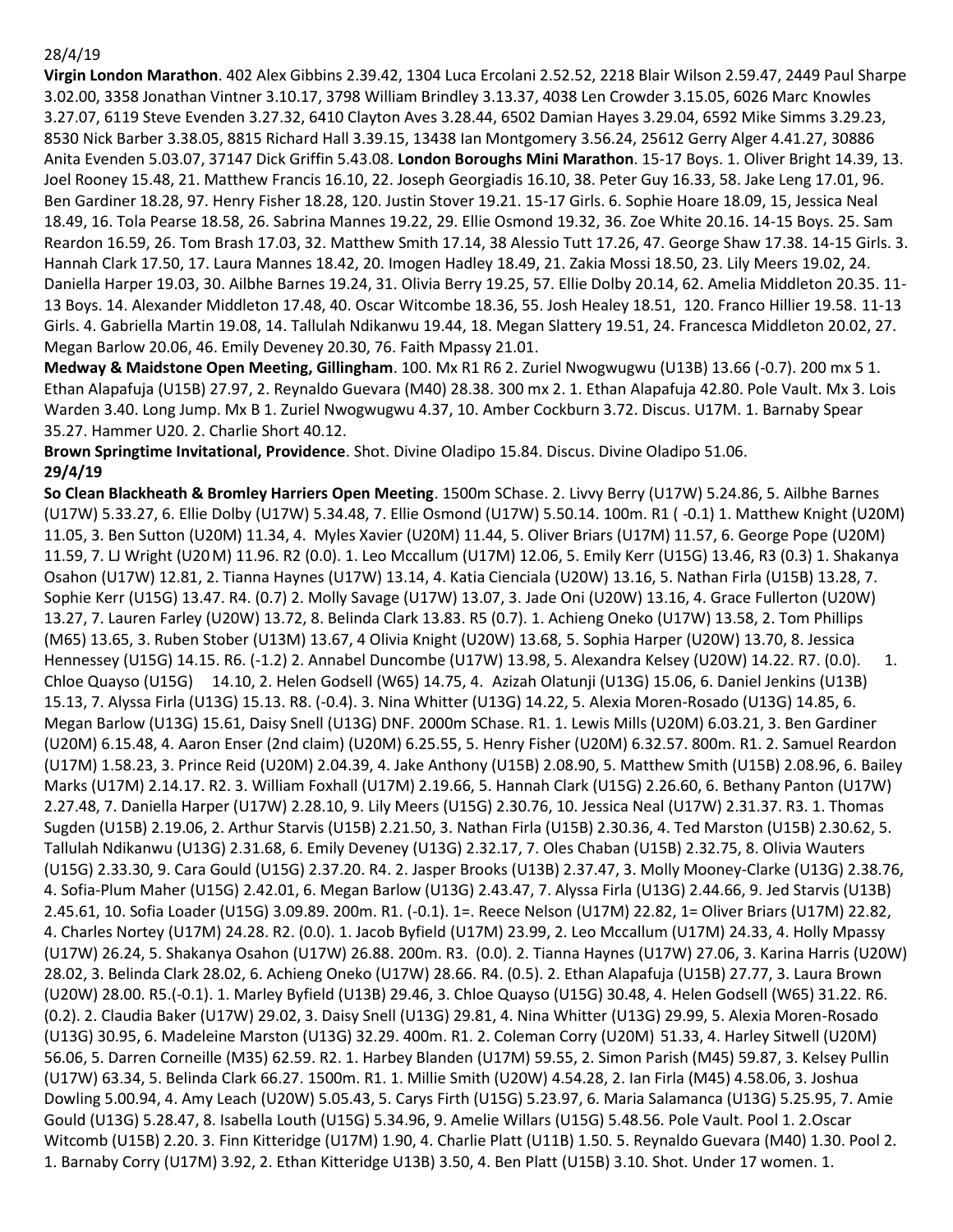28/4/19

**Virgin London Marathon**. 402 Alex Gibbins 2.39.42, 1304 Luca Ercolani 2.52.52, 2218 Blair Wilson 2.59.47, 2449 Paul Sharpe 3.02.00, 3358 Jonathan Vintner 3.10.17, 3798 William Brindley 3.13.37, 4038 Len Crowder 3.15.05, 6026 Marc Knowles 3.27.07, 6119 Steve Evenden 3.27.32, 6410 Clayton Aves 3.28.44, 6502 Damian Hayes 3.29.04, 6592 Mike Simms 3.29.23, 8530 Nick Barber 3.38.05, 8815 Richard Hall 3.39.15, 13438 Ian Montgomery 3.56.24, 25612 Gerry Alger 4.41.27, 30886 Anita Evenden 5.03.07, 37147 Dick Griffin 5.43.08. **London Boroughs Mini Marathon**. 15-17 Boys. 1. Oliver Bright 14.39, 13. Joel Rooney 15.48, 21. Matthew Francis 16.10, 22. Joseph Georgiadis 16.10, 38. Peter Guy 16.33, 58. Jake Leng 17.01, 96. Ben Gardiner 18.28, 97. Henry Fisher 18.28, 120. Justin Stover 19.21. 15-17 Girls. 6. Sophie Hoare 18.09, 15, Jessica Neal 18.49, 16. Tola Pearse 18.58, 26. Sabrina Mannes 19.22, 29. Ellie Osmond 19.32, 36. Zoe White 20.16. 14-15 Boys. 25. Sam Reardon 16.59, 26. Tom Brash 17.03, 32. Matthew Smith 17.14, 38 Alessio Tutt 17.26, 47. George Shaw 17.38. 14-15 Girls. 3. Hannah Clark 17.50, 17. Laura Mannes 18.42, 20. Imogen Hadley 18.49, 21. Zakia Mossi 18.50, 23. Lily Meers 19.02, 24. Daniella Harper 19.03, 30. Ailbhe Barnes 19.24, 31. Olivia Berry 19.25, 57. Ellie Dolby 20.14, 62. Amelia Middleton 20.35. 11-13 Boys. 14. Alexander Middleton 17.48, 40. Oscar Witcombe 18.36, 55. Josh Healey 18.51, 120. Franco Hillier 19.58. 11-13 Girls. 4. Gabriella Martin 19.08, 14. Tallulah Ndikanwu 19.44, 18. Megan Slattery 19.51, 24. Francesca Middleton 20.02, 27. Megan Barlow 20.06, 46. Emily Deveney 20.30, 76. Faith Mpassy 21.01.

**Medway & Maidstone Open Meeting, Gillingham**. 100. Mx R1 R6 2. Zuriel Nwogwugwu (U13B) 13.66 (-0.7). 200 mx 5 1. Ethan Alapafuja (U15B) 27.97, 2. Reynaldo Guevara (M40) 28.38. 300 mx 2. 1. Ethan Alapafuja 42.80. Pole Vault. Mx 3. Lois Warden 3.40. Long Jump. Mx B 1. Zuriel Nwogwugwu 4.37, 10. Amber Cockburn 3.72. Discus. U17M. 1. Barnaby Spear 35.27. Hammer U20. 2. Charlie Short 40.12.

**Brown Springtime Invitational, Providence**. Shot. Divine Oladipo 15.84. Discus. Divine Oladipo 51.06.

**29/4/19**

**So Clean Blackheath & Bromley Harriers Open Meeting**. 1500m SChase. 2. Livvy Berry (U17W) 5.24.86, 5. Ailbhe Barnes (U17W) 5.33.27, 6. Ellie Dolby (U17W) 5.34.48, 7. Ellie Osmond (U17W) 5.50.14. 100m. R1 ( -0.1) 1. Matthew Knight (U20M) 11.05, 3. Ben Sutton (U20M) 11.34, 4. Myles Xavier (U20M) 11.44, 5. Oliver Briars (U17M) 11.57, 6. George Pope (U20M) 11.59, 7. LJ Wright (U20M) 11.96. R2 (0.0). 1. Leo Mccallum (U17M) 12.06, 5. Emily Kerr (U15G) 13.46, R3 (0.3) 1. Shakanya Osahon (U17W) 12.81, 2. Tianna Haynes (U17W) 13.14, 4. Katia Cienciala (U20W) 13.16, 5. Nathan Firla (U15B) 13.28, 7. Sophie Kerr (U15G) 13.47. R4. (0.7) 2. Molly Savage (U17W) 13.07, 3. Jade Oni (U20W) 13.16, 4. Grace Fullerton (U20W) 13.27, 7. Lauren Farley (U20W) 13.72, 8. Belinda Clark 13.83. R5 (0.7). 1. Achieng Oneko (U17W) 13.58, 2. Tom Phillips (M65) 13.65, 3. Ruben Stober (U13M) 13.67, 4 Olivia Knight (U20W) 13.68, 5. Sophia Harper (U20W) 13.70, 8. Jessica Hennessey (U15G) 14.15. R6. (-1.2) 2. Annabel Duncombe (U17W) 13.98, 5. Alexandra Kelsey (U20W) 14.22. R7. (0.0). 1. Chloe Quayso (U15G) 14.10, 2. Helen Godsell (W65) 14.75, 4. Azizah Olatunji (U13G) 15.06, 6. Daniel Jenkins (U13B) 15.13, 7. Alyssa Firla (U13G) 15.13. R8. (-0.4). 3. Nina Whitter (U13G) 14.22, 5. Alexia Moren-Rosado (U13G) 14.85, 6. Megan Barlow (U13G) 15.61, Daisy Snell (U13G) DNF. 2000m SChase. R1. 1. Lewis Mills (U20M) 6.03.21, 3. Ben Gardiner (U20M) 6.15.48, 4. Aaron Enser (2nd claim) (U20M) 6.25.55, 5. Henry Fisher (U20M) 6.32.57. 800m. R1. 2. Samuel Reardon (U17M) 1.58.23, 3. Prince Reid (U20M) 2.04.39, 4. Jake Anthony (U15B) 2.08.90, 5. Matthew Smith (U15B) 2.08.96, 6. Bailey Marks (U17M) 2.14.17. R2. 3. William Foxhall (U17M) 2.19.66, 5. Hannah Clark (U15G) 2.26.60, 6. Bethany Panton (U17W) 2.27.48, 7. Daniella Harper (U17W) 2.28.10, 9. Lily Meers (U15G) 2.30.76, 10. Jessica Neal (U17W) 2.31.37. R3. 1. Thomas Sugden (U15B) 2.19.06, 2. Arthur Starvis (U15B) 2.21.50, 3. Nathan Firla (U15B) 2.30.36, 4. Ted Marston (U15B) 2.30.62, 5. Tallulah Ndikanwu (U13G) 2.31.68, 6. Emily Deveney (U13G) 2.32.17, 7. Oles Chaban (U15B) 2.32.75, 8. Olivia Wauters (U15G) 2.33.30, 9. Cara Gould (U15G) 2.37.20. R4. 2. Jasper Brooks (U13B) 2.37.47, 3. Molly Mooney-Clarke (U13G) 2.38.76, 4. Sofia-Plum Maher (U15G) 2.42.01, 6. Megan Barlow (U13G) 2.43.47, 7. Alyssa Firla (U13G) 2.44.66, 9. Jed Starvis (U13B) 2.45.61, 10. Sofia Loader (U15G) 3.09.89. 200m. R1. (-0.1). 1=. Reece Nelson (U17M) 22.82, 1= Oliver Briars (U17M) 22.82, 4. Charles Nortey (U17M) 24.28. R2. (0.0). 1. Jacob Byfield (U17M) 23.99, 2. Leo Mccallum (U17M) 24.33, 4. Holly Mpassy (U17W) 26.24, 5. Shakanya Osahon (U17W) 26.88. 200m. R3. (0.0). 2. Tianna Haynes (U17W) 27.06, 3. Karina Harris (U20W) 28.02, 3. Belinda Clark 28.02, 6. Achieng Oneko (U17W) 28.66. R4. (0.5). 2. Ethan Alapafuja (U15B) 27.77, 3. Laura Brown (U20W) 28.00. R5.(-0.1). 1. Marley Byfield (U13B) 29.46, 3. Chloe Quayso (U15G) 30.48, 4. Helen Godsell (W65) 31.22. R6. (0.2). 2. Claudia Baker (U17W) 29.02, 3. Daisy Snell (U13G) 29.81, 4. Nina Whitter (U13G) 29.99, 5. Alexia Moren-Rosado (U13G) 30.95, 6. Madeleine Marston (U13G) 32.29. 400m. R1. 2. Coleman Corry (U20M) 51.33, 4. Harley Sitwell (U20M) 56.06, 5. Darren Corneille (M35) 62.59. R2. 1. Harbey Blanden (U17M) 59.55, 2. Simon Parish (M45) 59.87, 3. Kelsey Pullin (U17W) 63.34, 5. Belinda Clark 66.27. 1500m. R1. 1. Millie Smith (U20W) 4.54.28, 2. Ian Firla (M45) 4.58.06, 3. Joshua Dowling 5.00.94, 4. Amy Leach (U20W) 5.05.43, 5. Carys Firth (U15G) 5.23.97, 6. Maria Salamanca (U13G) 5.25.95, 7. Amie Gould (U13G) 5.28.47, 8. Isabella Louth (U15G) 5.34.96, 9. Amelie Willars (U15G) 5.48.56. Pole Vault. Pool 1. 2.Oscar Witcomb (U15B) 2.20. 3. Finn Kitteridge (U17M) 1.90, 4. Charlie Platt (U11B) 1.50. 5. Reynaldo Guevara (M40) 1.30. Pool 2. 1. Barnaby Corry (U17M) 3.92, 2. Ethan Kitteridge U13B) 3.50, 4. Ben Platt (U15B) 3.10. Shot. Under 17 women. 1.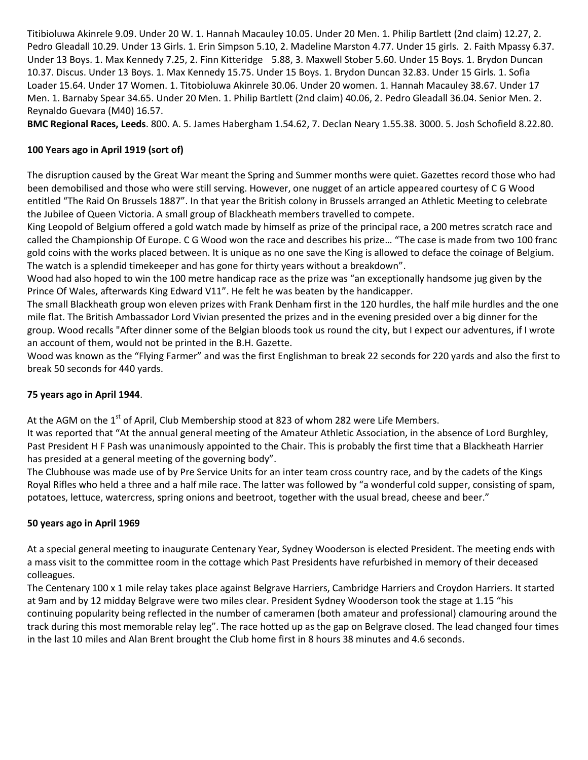Titibioluwa Akinrele 9.09. Under 20 W. 1. Hannah Macauley 10.05. Under 20 Men. 1. Philip Bartlett (2nd claim) 12.27, 2. Pedro Gleadall 10.29. Under 13 Girls. 1. Erin Simpson 5.10, 2. Madeline Marston 4.77. Under 15 girls. 2. Faith Mpassy 6.37. Under 13 Boys. 1. Max Kennedy 7.25, 2. Finn Kitteridge 5.88, 3. Maxwell Stober 5.60. Under 15 Boys. 1. Brydon Duncan 10.37. Discus. Under 13 Boys. 1. Max Kennedy 15.75. Under 15 Boys. 1. Brydon Duncan 32.83. Under 15 Girls. 1. Sofia Loader 15.64. Under 17 Women. 1. Titobioluwa Akinrele 30.06. Under 20 women. 1. Hannah Macauley 38.67. Under 17 Men. 1. Barnaby Spear 34.65. Under 20 Men. 1. Philip Bartlett (2nd claim) 40.06, 2. Pedro Gleadall 36.04. Senior Men. 2. Reynaldo Guevara (M40) 16.57.

**BMC Regional Races, Leeds**. 800. A. 5. James Habergham 1.54.62, 7. Declan Neary 1.55.38. 3000. 5. Josh Schofield 8.22.80.

**100 Years ago in April 1919 (sort of)**

The disruption caused by the Great War meant the Spring and Summer months were quiet. Gazettes record those who had been demobilised and those who were still serving. However, one nugget of an article appeared courtesy of C G Wood entitled "The Raid On Brussels 1887". In that year the British colony in Brussels arranged an Athletic Meeting to celebrate the Jubilee of Queen Victoria. A small group of Blackheath members travelled to compete.

King Leopold of Belgium offered a gold watch made by himself as prize of the principal race, a 200 metres scratch race and called the Championship Of Europe. C G Wood won the race and describes his prize… "The case is made from two 100 franc gold coins with the works placed between. It is unique as no one save the King is allowed to deface the coinage of Belgium. The watch is a splendid timekeeper and has gone for thirty years without a breakdown".

Wood had also hoped to win the 100 metre handicap race as the prize was "an exceptionally handsome jug given by the Prince Of Wales, afterwards King Edward V11". He felt he was beaten by the handicapper.

The small Blackheath group won eleven prizes with Frank Denham first in the 120 hurdles, the half mile hurdles and the one mile flat. The British Ambassador Lord Vivian presented the prizes and in the evening presided over a big dinner for the group. Wood recalls "After dinner some of the Belgian bloods took us round the city, but I expect our adventures, if I wrote an account of them, would not be printed in the B.H. Gazette.

Wood was known as the "Flying Farmer" and was the first Englishman to break 22 seconds for 220 yards and also the first to break 50 seconds for 440 yards.

**75 years ago in April 1944**.

At the AGM on the 1st of April, Club Membership stood at 823 of whom 282 were Life Members.

It was reported that "At the annual general meeting of the Amateur Athletic Association, in the absence of Lord Burghley, Past President H F Pash was unanimously appointed to the Chair. This is probably the first time that a Blackheath Harrier has presided at a general meeting of the governing body".

The Clubhouse was made use of by Pre Service Units for an inter team cross country race, and by the cadets of the Kings Royal Rifles who held a three and a half mile race. The latter was followed by "a wonderful cold supper, consisting of spam, potatoes, lettuce, watercress, spring onions and beetroot, together with the usual bread, cheese and beer."

**50 years ago in April 1969**

At a special general meeting to inaugurate Centenary Year, Sydney Wooderson is elected President. The meeting ends with a mass visit to the committee room in the cottage which Past Presidents have refurbished in memory of their deceased colleagues.

The Centenary 100 x 1 mile relay takes place against Belgrave Harriers, Cambridge Harriers and Croydon Harriers. It started at 9am and by 12 midday Belgrave were two miles clear. President Sydney Wooderson took the stage at 1.15 "his continuing popularity being reflected in the number of cameramen (both amateur and professional) clamouring around the track during this most memorable relay leg". The race hotted up as the gap on Belgrave closed. The lead changed four times in the last 10 miles and Alan Brent brought the Club home first in 8 hours 38 minutes and 4.6 seconds.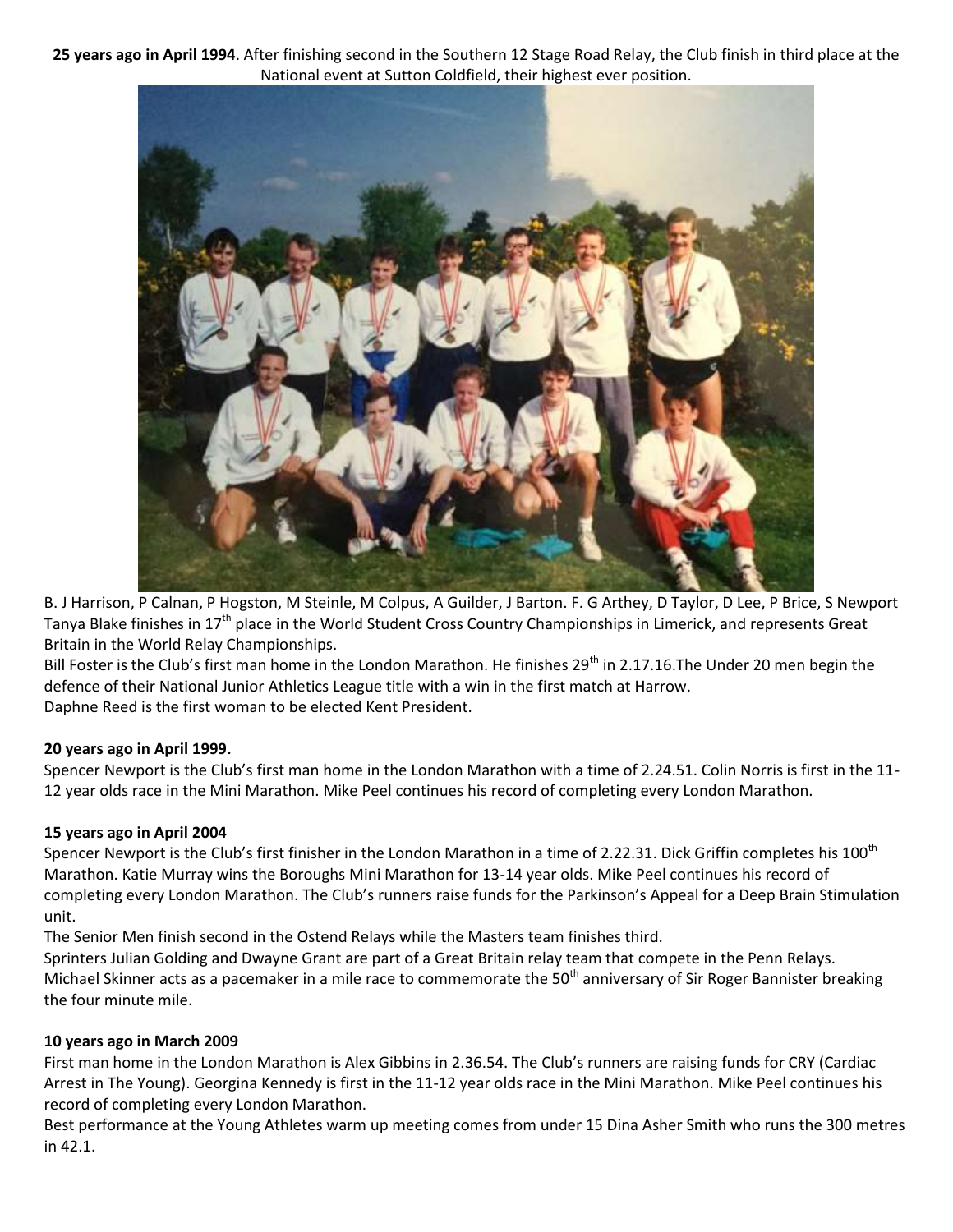**25 years ago in April 1994**. After finishing second in the Southern 12 Stage Road Relay, the Club finish in third place at the National event at Sutton Coldfield, their highest ever position.

B. J Harrison, P Calnan, P Hogston, M Steinle, M Colpus, A Guilder, J Barton. F. G Arthey, D Taylor, D Lee, P Brice, S Newport

Tanya Blake finishes in 17th place in the World Student Cross Country Championships in Limerick, and represents Great Britain in the World Relay Championships.

Bill Foster is the Club's first man home in the London Marathon. He finishes 29th in 2.17.16.The Under 20 men begin the defence of their National Junior Athletics League title with a win in the first match at Harrow.

Daphne Reed is the first woman to be elected Kent President.

**20 years ago in April 1999.**

Spencer Newport is the Club's first man home in the London Marathon with a time of 2.24.51. Colin Norris is first in the 11-12 year olds race in the Mini Marathon. Mike Peel continues his record of completing every London Marathon.

**15 years ago in April 2004**

Spencer Newport is the Club's first finisher in the London Marathon in a time of 2.22.31. Dick Griffin completes his 100th Marathon. Katie Murray wins the Boroughs Mini Marathon for 13-14 year olds. Mike Peel continues his record of completing every London Marathon. The Club's runners raise funds for the Parkinson's Appeal for a Deep Brain Stimulation unit.

The Senior Men finish second in the Ostend Relays while the Masters team finishes third.

Sprinters Julian Golding and Dwayne Grant are part of a Great Britain relay team that compete in the Penn Relays.

Michael Skinner acts as a pacemaker in a mile race to commemorate the 50th anniversary of Sir Roger Bannister breaking the four minute mile.

**10 years ago in March 2009**

First man home in the London Marathon is Alex Gibbins in 2.36.54. The Club's runners are raising funds for CRY (Cardiac Arrest in The Young). Georgina Kennedy is first in the 11-12 year olds race in the Mini Marathon. Mike Peel continues his record of completing every London Marathon.

Best performance at the Young Athletes warm up meeting comes from under 15 Dina Asher Smith who runs the 300 metres in 42.1.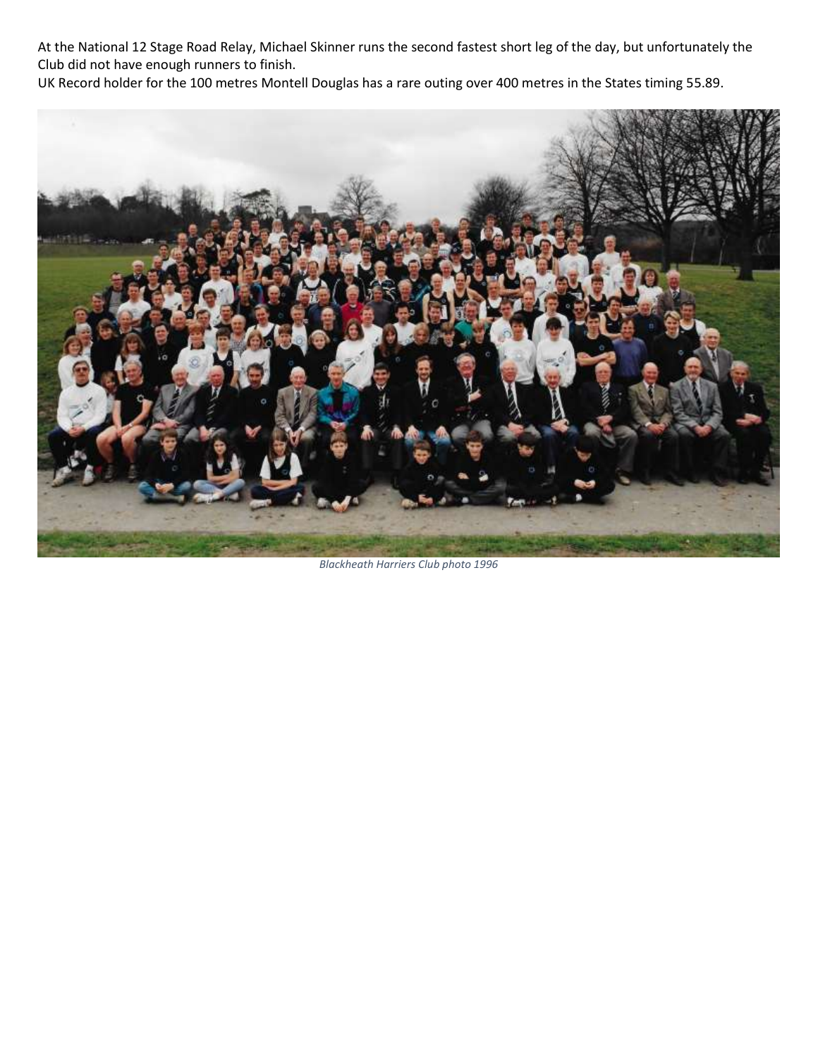At the National 12 Stage Road Relay, Michael Skinner runs the second fastest short leg of the day, but unfortunately the Club did not have enough runners to finish.

UK Record holder for the 100 metres Montell Douglas has a rare outing over 400 metres in the States timing 55.89.

*Blackheath Harriers Club photo 1996*